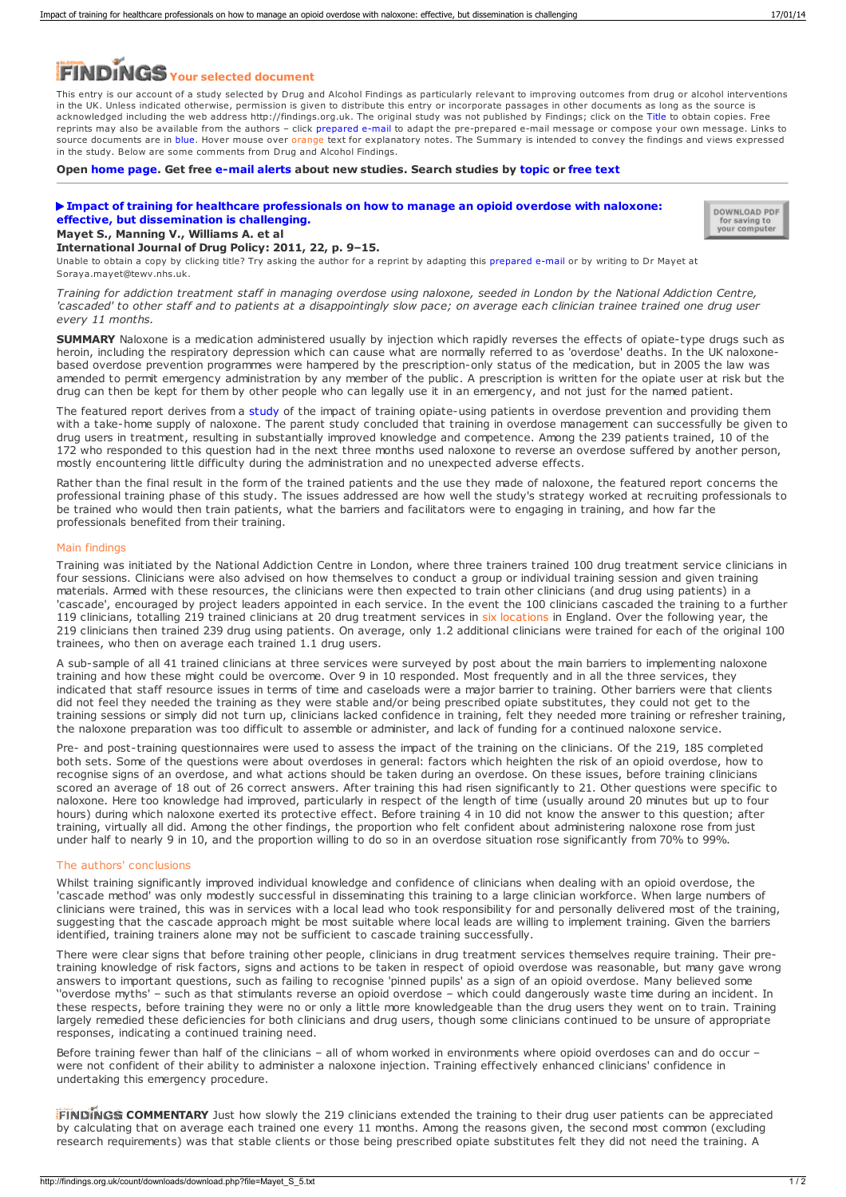# FINDINGS Your selected document

This entry is our account of a study selected by Drug and Alcohol Findings as particularly relevant to improving outcomes from drug or alcohol interventions in the UK. Unless indicated otherwise, permission is given to distribute this entry or incorporate passages in other documents as long as the source is acknowledged including the web address http://findings.org.uk. The original study was not published by Findings; click on the Title to obtain copies. Free reprints may also be available from the authors – click prepared e-mail to adapt the pre-prepared e-mail message or compose your own message. Links to source documents are in blue. Hover mouse over orange text for explanatory notes. The Summary is intended to convey the findings and views expressed in the study. Below are some comments from Drug and Alcohol Findings.

**Open home page. Get free e-mail alerts about new studies. Search studies by topic or free text**

---

## ▶ Impact of training for healthcare professionals on how to manage an opioid overdose with naloxone: effective, but dissemination is challenging.

DOWNLOAD PDF for saving to your computer

**Mayet S., Manning V., Williams A. et al**
**International Journal of Drug Policy: 2011, 22, p. 9–15.**

Unable to obtain a copy by clicking title? Try asking the author for a reprint by adapting this prepared e-mail or by writing to Dr Mayet at Soraya.mayet@tewv.nhs.uk.

*Training for addiction treatment staff in managing overdose using naloxone, seeded in London by the National Addiction Centre, 'cascaded' to other staff and to patients at a disappointingly slow pace; on average each clinician trainee trained one drug user every 11 months.*

**SUMMARY** Naloxone is a medication administered usually by injection which rapidly reverses the effects of opiate-type drugs such as heroin, including the respiratory depression which can cause what are normally referred to as 'overdose' deaths. In the UK naloxone-based overdose prevention programmes were hampered by the prescription-only status of the medication, but in 2005 the law was amended to permit emergency administration by any member of the public. A prescription is written for the opiate user at risk but the drug can then be kept for them by other people who can legally use it in an emergency, and not just for the named patient.

The featured report derives from a study of the impact of training opiate-using patients in overdose prevention and providing them with a take-home supply of naloxone. The parent study concluded that training in overdose management can successfully be given to drug users in treatment, resulting in substantially improved knowledge and competence. Among the 239 patients trained, 10 of the 172 who responded to this question had in the next three months used naloxone to reverse an overdose suffered by another person, mostly encountering little difficulty during the administration and no unexpected adverse effects.

Rather than the final result in the form of the trained patients and the use they made of naloxone, the featured report concerns the professional training phase of this study. The issues addressed are how well the study's strategy worked at recruiting professionals to be trained who would then train patients, what the barriers and facilitators were to engaging in training, and how far the professionals benefited from their training.

### Main findings

Training was initiated by the National Addiction Centre in London, where three trainers trained 100 drug treatment service clinicians in four sessions. Clinicians were also advised on how themselves to conduct a group or individual training session and given training materials. Armed with these resources, the clinicians were then expected to train other clinicians (and drug using patients) in a 'cascade', encouraged by project leaders appointed in each service. In the event the 100 clinicians cascaded the training to a further 119 clinicians, totalling 219 trained clinicians at 20 drug treatment services in six locations in England. Over the following year, the 219 clinicians then trained 239 drug using patients. On average, only 1.2 additional clinicians were trained for each of the original 100 trainees, who then on average each trained 1.1 drug users.

A sub-sample of all 41 trained clinicians at three services were surveyed by post about the main barriers to implementing naloxone training and how these might could be overcome. Over 9 in 10 responded. Most frequently and in all the three services, they indicated that staff resource issues in terms of time and caseloads were a major barrier to training. Other barriers were that clients did not feel they needed the training as they were stable and/or being prescribed opiate substitutes, they could not get to the training sessions or simply did not turn up, clinicians lacked confidence in training, felt they needed more training or refresher training, the naloxone preparation was too difficult to assemble or administer, and lack of funding for a continued naloxone service.

Pre- and post-training questionnaires were used to assess the impact of the training on the clinicians. Of the 219, 185 completed both sets. Some of the questions were about overdoses in general: factors which heighten the risk of an opioid overdose, how to recognise signs of an overdose, and what actions should be taken during an overdose. On these issues, before training clinicians scored an average of 18 out of 26 correct answers. After training this had risen significantly to 21. Other questions were specific to naloxone. Here too knowledge had improved, particularly in respect of the length of time (usually around 20 minutes but up to four hours) during which naloxone exerted its protective effect. Before training 4 in 10 did not know the answer to this question; after training, virtually all did. Among the other findings, the proportion who felt confident about administering naloxone rose from just under half to nearly 9 in 10, and the proportion willing to do so in an overdose situation rose significantly from 70% to 99%.

### The authors' conclusions

Whilst training significantly improved individual knowledge and confidence of clinicians when dealing with an opioid overdose, the 'cascade method' was only modestly successful in disseminating this training to a large clinician workforce. When large numbers of clinicians were trained, this was in services with a local lead who took responsibility for and personally delivered most of the training, suggesting that the cascade approach might be most suitable where local leads are willing to implement training. Given the barriers identified, training trainers alone may not be sufficient to cascade training successfully.

There were clear signs that before training other people, clinicians in drug treatment services themselves require training. Their pre-training knowledge of risk factors, signs and actions to be taken in respect of opioid overdose was reasonable, but many gave wrong answers to important questions, such as failing to recognise 'pinned pupils' as a sign of an opioid overdose. Many believed some "overdose myths' – such as that stimulants reverse an opioid overdose – which could dangerously waste time during an incident. In these respects, before training they were no or only a little more knowledgeable than the drug users they went on to train. Training largely remedied these deficiencies for both clinicians and drug users, though some clinicians continued to be unsure of appropriate responses, indicating a continued training need.

Before training fewer than half of the clinicians – all of whom worked in environments where opioid overdoses can and do occur – were not confident of their ability to administer a naloxone injection. Training effectively enhanced clinicians' confidence in undertaking this emergency procedure.

FINDINGS **COMMENTARY** Just how slowly the 219 clinicians extended the training to their drug user patients can be appreciated by calculating that on average each trained one every 11 months. Among the reasons given, the second most common (excluding research requirements) was that stable clients or those being prescribed opiate substitutes felt they did not need the training. A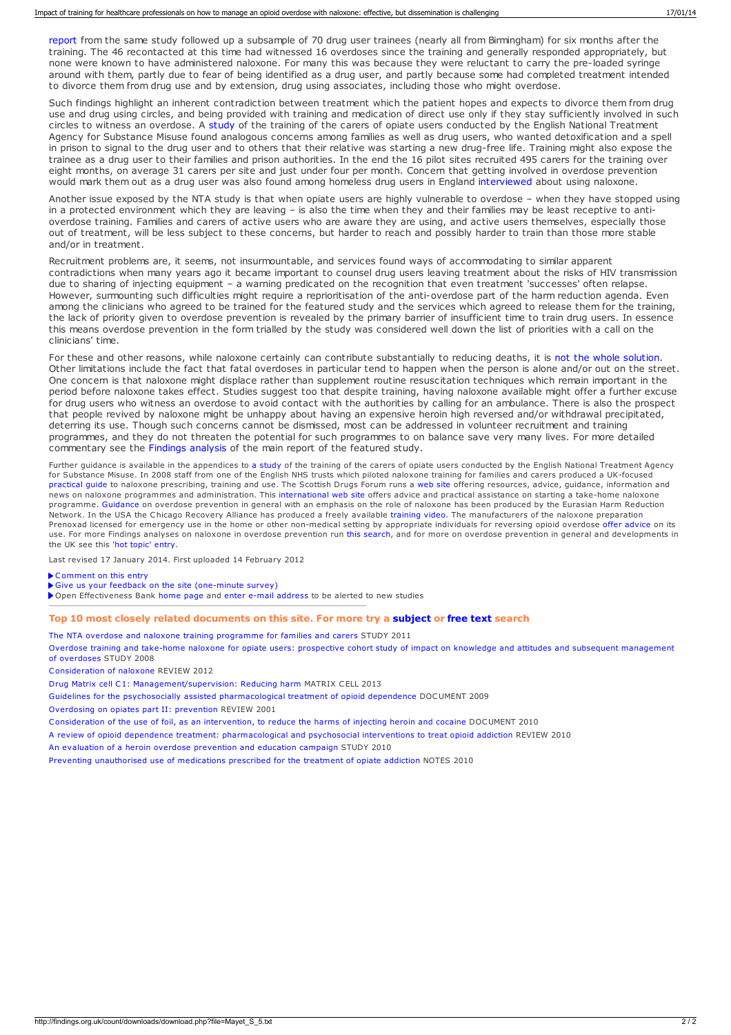report from the same study followed up a subsample of 70 drug user trainees (nearly all from Birmingham) for six months after the training. The 46 recontacted at this time had witnessed 16 overdoses since the training and generally responded appropriately, but none were known to have administered naloxone. For many this was because they were reluctant to carry the pre-loaded syringe around with them, partly due to fear of being identified as a drug user, and partly because some had completed treatment intended to divorce them from drug use and by extension, drug using associates, including those who might overdose.

Such findings highlight an inherent contradiction between treatment which the patient hopes and expects to divorce them from drug use and drug using circles, and being provided with training and medication of direct use only if they stay sufficiently involved in such circles to witness an overdose. A study of the training of the carers of opiate users conducted by the English National Treatment Agency for Substance Misuse found analogous concerns among families as well as drug users, who wanted detoxification and a spell in prison to signal to the drug user and to others that their relative was starting a new drug-free life. Training might also expose the trainee as a drug user to their families and prison authorities. In the end the 16 pilot sites recruited 495 carers for the training over eight months, on average 31 carers per site and just under four per month. Concern that getting involved in overdose prevention would mark them out as a drug user was also found among homeless drug users in England interviewed about using naloxone.

Another issue exposed by the NTA study is that when opiate users are highly vulnerable to overdose – when they have stopped using in a protected environment which they are leaving – is also the time when they and their families may be least receptive to anti-overdose training. Families and carers of active users who are aware they are using, and active users themselves, especially those out of treatment, will be less subject to these concerns, but harder to reach and possibly harder to train than those more stable and/or in treatment.

Recruitment problems are, it seems, not insurmountable, and services found ways of accommodating to similar apparent contradictions when many years ago it became important to counsel drug users leaving treatment about the risks of HIV transmission due to sharing of injecting equipment – a warning predicated on the recognition that even treatment 'successes' often relapse. However, surmounting such difficulties might require a reprioritisation of the anti-overdose part of the harm reduction agenda. Even among the clinicians who agreed to be trained for the featured study and the services which agreed to release them for the training, the lack of priority given to overdose prevention is revealed by the primary barrier of insufficient time to train drug users. In essence this means overdose prevention in the form trialled by the study was considered well down the list of priorities with a call on the clinicians' time.

For these and other reasons, while naloxone certainly can contribute substantially to reducing deaths, it is not the whole solution. Other limitations include the fact that fatal overdoses in particular tend to happen when the person is alone and/or out on the street. One concern is that naloxone might displace rather than supplement routine resuscitation techniques which remain important in the period before naloxone takes effect. Studies suggest too that despite training, having naloxone available might offer a further excuse for drug users who witness an overdose to avoid contact with the authorities by calling for an ambulance. There is also the prospect that people revived by naloxone might be unhappy about having an expensive heroin high reversed and/or withdrawal precipitated, deterring its use. Though such concerns cannot be dismissed, most can be addressed in volunteer recruitment and training programmes, and they do not threaten the potential for such programmes to on balance save very many lives. For more detailed commentary see the Findings analysis of the main report of the featured study.

Further guidance is available in the appendices to a study of the training of the carers of opiate users conducted by the English National Treatment Agency for Substance Misuse. In 2008 staff from one of the English NHS trusts which piloted naloxone training for families and carers produced a UK-focused practical guide to naloxone prescribing, training and use. The Scottish Drugs Forum runs a web site offering resources, advice, guidance, information and news on naloxone programmes and administration. This international web site offers advice and practical assistance on starting a take-home naloxone programme. Guidance on overdose prevention in general with an emphasis on the role of naloxone has been produced by the Eurasian Harm Reduction Network. In the USA the Chicago Recovery Alliance has produced a freely available training video. The manufacturers of the naloxone preparation Prenoxad licensed for emergency use in the home or other non-medical setting by appropriate individuals for reversing opioid overdose offer advice on its use. For more Findings analyses on naloxone in overdose prevention run this search, and for more on overdose prevention in general and developments in the UK see this 'hot topic' entry.

Last revised 17 January 2014. First uploaded 14 February 2012

- Comment on this entry
- Give us your feedback on the site (one-minute survey)
- Open Effectiveness Bank home page and enter e-mail address to be alerted to new studies

### Top 10 most closely related documents on this site. For more try a subject or free text search

The NTA overdose and naloxone training programme for families and carers STUDY 2011

Overdose training and take-home naloxone for opiate users: prospective cohort study of impact on knowledge and attitudes and subsequent management of overdoses STUDY 2008

Consideration of naloxone REVIEW 2012

Drug Matrix cell C1: Management/supervision: Reducing harm MATRIX CELL 2013

Guidelines for the psychosocially assisted pharmacological treatment of opioid dependence DOCUMENT 2009

Overdosing on opiates part II: prevention REVIEW 2001

Consideration of the use of foil, as an intervention, to reduce the harms of injecting heroin and cocaine DOCUMENT 2010

A review of opioid dependence treatment: pharmacological and psychosocial interventions to treat opioid addiction REVIEW 2010

An evaluation of a heroin overdose prevention and education campaign STUDY 2010

Preventing unauthorised use of medications prescribed for the treatment of opiate addiction NOTES 2010